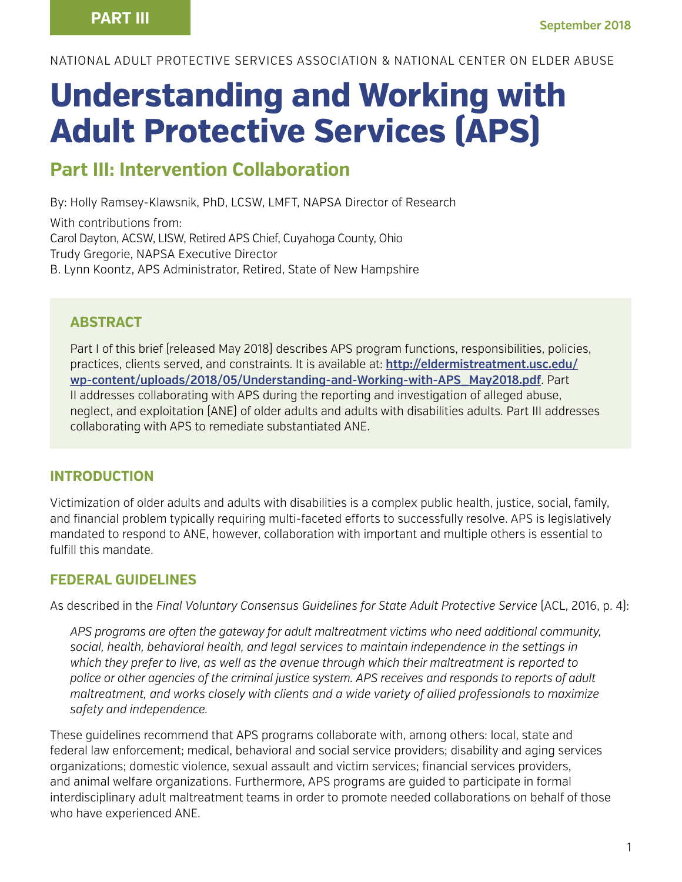PART III

September 2018

NATIONAL ADULT PROTECTIVE SERVICES ASSOCIATION & NATIONAL CENTER ON ELDER ABUSE

# Understanding and Working with Adult Protective Services (APS)

## Part III: Intervention Collaboration

By: Holly Ramsey-Klawsnik, PhD, LCSW, LMFT, NAPSA Director of Research

With contributions from:
Carol Dayton, ACSW, LISW, Retired APS Chief, Cuyahoga County, Ohio
Trudy Gregorie, NAPSA Executive Director
B. Lynn Koontz, APS Administrator, Retired, State of New Hampshire

### ABSTRACT

Part I of this brief (released May 2018) describes APS program functions, responsibilities, policies, practices, clients served, and constraints. It is available at: **http://eldermistreatment.usc.edu/wp-content/uploads/2018/05/Understanding-and-Working-with-APS_May2018.pdf**. Part II addresses collaborating with APS during the reporting and investigation of alleged abuse, neglect, and exploitation (ANE) of older adults and adults with disabilities adults. Part III addresses collaborating with APS to remediate substantiated ANE.

### INTRODUCTION

Victimization of older adults and adults with disabilities is a complex public health, justice, social, family, and financial problem typically requiring multi-faceted efforts to successfully resolve. APS is legislatively mandated to respond to ANE, however, collaboration with important and multiple others is essential to fulfill this mandate.

### FEDERAL GUIDELINES

As described in the *Final Voluntary Consensus Guidelines for State Adult Protective Service* (ACL, 2016, p. 4):

> *APS programs are often the gateway for adult maltreatment victims who need additional community, social, health, behavioral health, and legal services to maintain independence in the settings in which they prefer to live, as well as the avenue through which their maltreatment is reported to police or other agencies of the criminal justice system. APS receives and responds to reports of adult maltreatment, and works closely with clients and a wide variety of allied professionals to maximize safety and independence.*

These guidelines recommend that APS programs collaborate with, among others: local, state and federal law enforcement; medical, behavioral and social service providers; disability and aging services organizations; domestic violence, sexual assault and victim services; financial services providers, and animal welfare organizations. Furthermore, APS programs are guided to participate in formal interdisciplinary adult maltreatment teams in order to promote needed collaborations on behalf of those who have experienced ANE.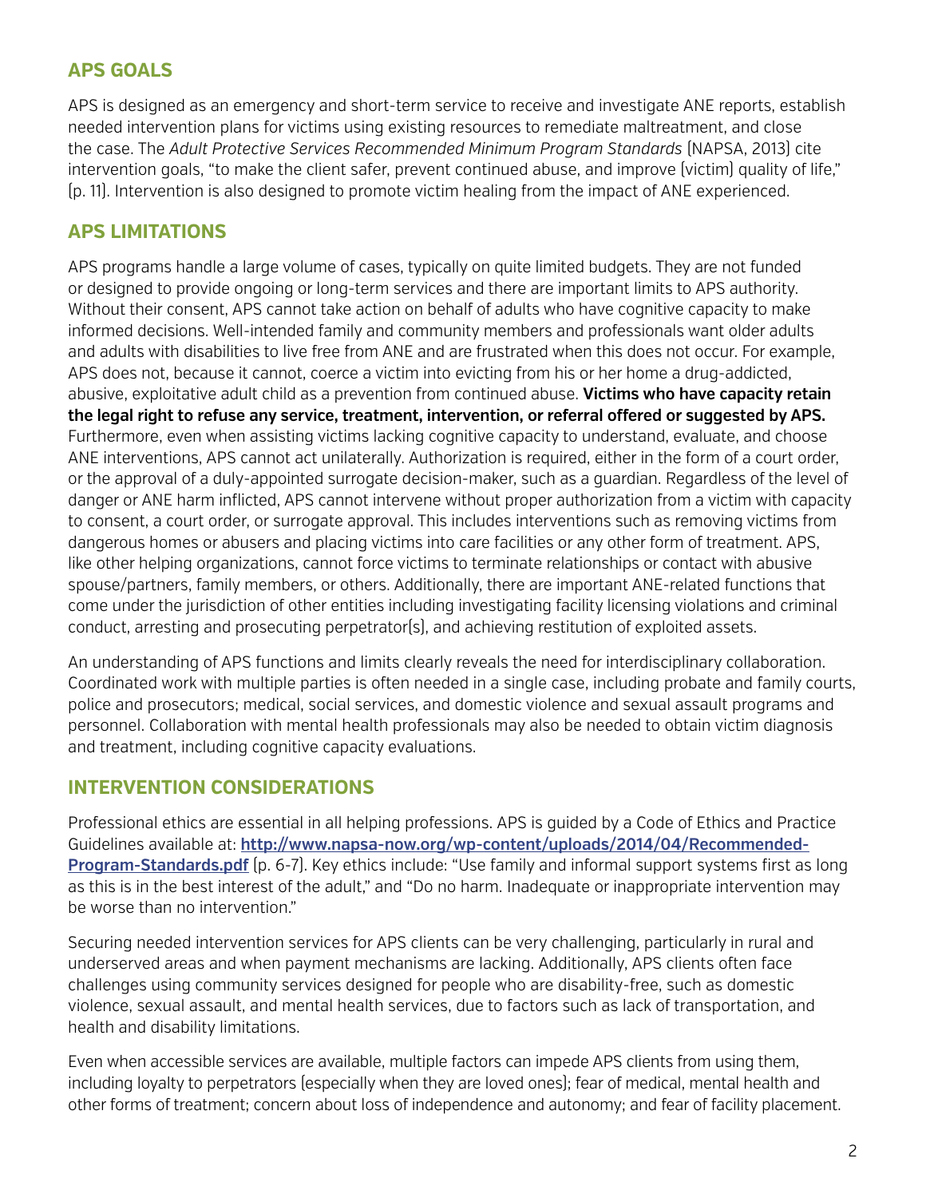## APS GOALS

APS is designed as an emergency and short-term service to receive and investigate ANE reports, establish needed intervention plans for victims using existing resources to remediate maltreatment, and close the case. The *Adult Protective Services Recommended Minimum Program Standards* (NAPSA, 2013) cite intervention goals, "to make the client safer, prevent continued abuse, and improve (victim) quality of life," (p. 11). Intervention is also designed to promote victim healing from the impact of ANE experienced.

## APS LIMITATIONS

APS programs handle a large volume of cases, typically on quite limited budgets. They are not funded or designed to provide ongoing or long-term services and there are important limits to APS authority. Without their consent, APS cannot take action on behalf of adults who have cognitive capacity to make informed decisions. Well-intended family and community members and professionals want older adults and adults with disabilities to live free from ANE and are frustrated when this does not occur. For example, APS does not, because it cannot, coerce a victim into evicting from his or her home a drug-addicted, abusive, exploitative adult child as a prevention from continued abuse. **Victims who have capacity retain the legal right to refuse any service, treatment, intervention, or referral offered or suggested by APS.** Furthermore, even when assisting victims lacking cognitive capacity to understand, evaluate, and choose ANE interventions, APS cannot act unilaterally. Authorization is required, either in the form of a court order, or the approval of a duly-appointed surrogate decision-maker, such as a guardian. Regardless of the level of danger or ANE harm inflicted, APS cannot intervene without proper authorization from a victim with capacity to consent, a court order, or surrogate approval. This includes interventions such as removing victims from dangerous homes or abusers and placing victims into care facilities or any other form of treatment. APS, like other helping organizations, cannot force victims to terminate relationships or contact with abusive spouse/partners, family members, or others. Additionally, there are important ANE-related functions that come under the jurisdiction of other entities including investigating facility licensing violations and criminal conduct, arresting and prosecuting perpetrator(s), and achieving restitution of exploited assets.

An understanding of APS functions and limits clearly reveals the need for interdisciplinary collaboration. Coordinated work with multiple parties is often needed in a single case, including probate and family courts, police and prosecutors; medical, social services, and domestic violence and sexual assault programs and personnel. Collaboration with mental health professionals may also be needed to obtain victim diagnosis and treatment, including cognitive capacity evaluations.

## INTERVENTION CONSIDERATIONS

Professional ethics are essential in all helping professions. APS is guided by a Code of Ethics and Practice Guidelines available at: **http://www.napsa-now.org/wp-content/uploads/2014/04/Recommended-Program-Standards.pdf** (p. 6-7). Key ethics include: "Use family and informal support systems first as long as this is in the best interest of the adult," and "Do no harm. Inadequate or inappropriate intervention may be worse than no intervention."

Securing needed intervention services for APS clients can be very challenging, particularly in rural and underserved areas and when payment mechanisms are lacking. Additionally, APS clients often face challenges using community services designed for people who are disability-free, such as domestic violence, sexual assault, and mental health services, due to factors such as lack of transportation, and health and disability limitations.

Even when accessible services are available, multiple factors can impede APS clients from using them, including loyalty to perpetrators (especially when they are loved ones); fear of medical, mental health and other forms of treatment; concern about loss of independence and autonomy; and fear of facility placement.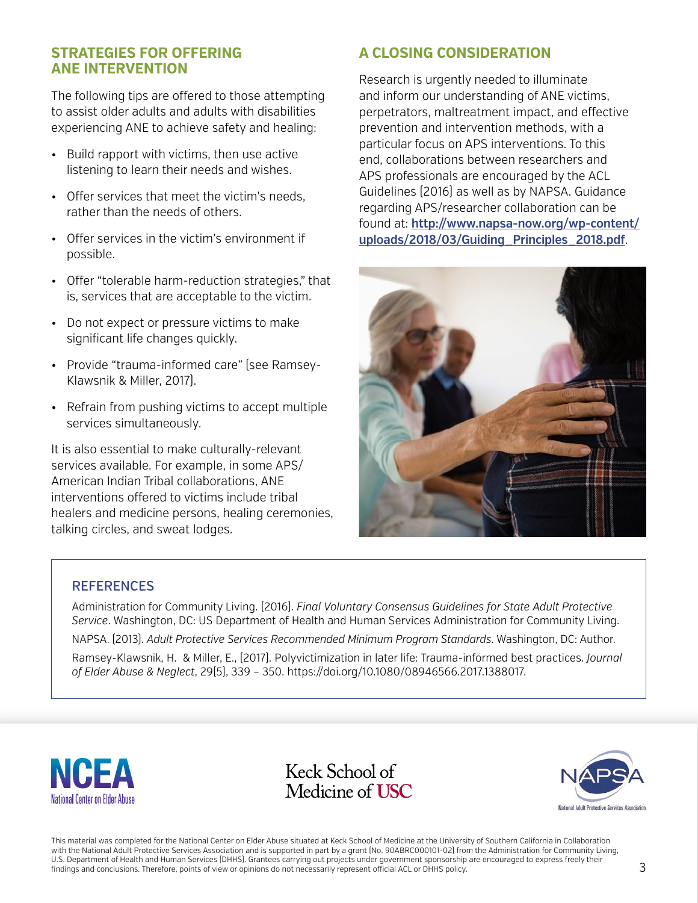## STRATEGIES FOR OFFERING ANE INTERVENTION

The following tips are offered to those attempting to assist older adults and adults with disabilities experiencing ANE to achieve safety and healing:

- Build rapport with victims, then use active listening to learn their needs and wishes.
- Offer services that meet the victim's needs, rather than the needs of others.
- Offer services in the victim's environment if possible.
- Offer "tolerable harm-reduction strategies," that is, services that are acceptable to the victim.
- Do not expect or pressure victims to make significant life changes quickly.
- Provide "trauma-informed care" (see Ramsey-Klawsnik & Miller, 2017).
- Refrain from pushing victims to accept multiple services simultaneously.

It is also essential to make culturally-relevant services available. For example, in some APS/American Indian Tribal collaborations, ANE interventions offered to victims include tribal healers and medicine persons, healing ceremonies, talking circles, and sweat lodges.

## A CLOSING CONSIDERATION

Research is urgently needed to illuminate and inform our understanding of ANE victims, perpetrators, maltreatment impact, and effective prevention and intervention methods, with a particular focus on APS interventions. To this end, collaborations between researchers and APS professionals are encouraged by the ACL Guidelines (2016) as well as by NAPSA. Guidance regarding APS/researcher collaboration can be found at: **http://www.napsa-now.org/wp-content/uploads/2018/03/Guiding_Principles_2018.pdf**.

### REFERENCES

Administration for Community Living. (2016). *Final Voluntary Consensus Guidelines for State Adult Protective Service*. Washington, DC: US Department of Health and Human Services Administration for Community Living.

NAPSA. (2013). *Adult Protective Services Recommended Minimum Program Standards*. Washington, DC: Author.

Ramsey-Klawsnik, H. & Miller, E., (2017). Polyvictimization in later life: Trauma-informed best practices. *Journal of Elder Abuse & Neglect*, 29(5), 339 – 350. https://doi.org/10.1080/08946566.2017.1388017.

NCEA National Center on Elder Abuse

Keck School of Medicine of USC

NAPSA National Adult Protective Services Association

This material was completed for the National Center on Elder Abuse situated at Keck School of Medicine at the University of Southern California in Collaboration with the National Adult Protective Services Association and is supported in part by a grant (No. 90ABRC000101-02) from the Administration for Community Living, U.S. Department of Health and Human Services (DHHS). Grantees carrying out projects under government sponsorship are encouraged to express freely their findings and conclusions. Therefore, points of view or opinions do not necessarily represent official ACL or DHHS policy.